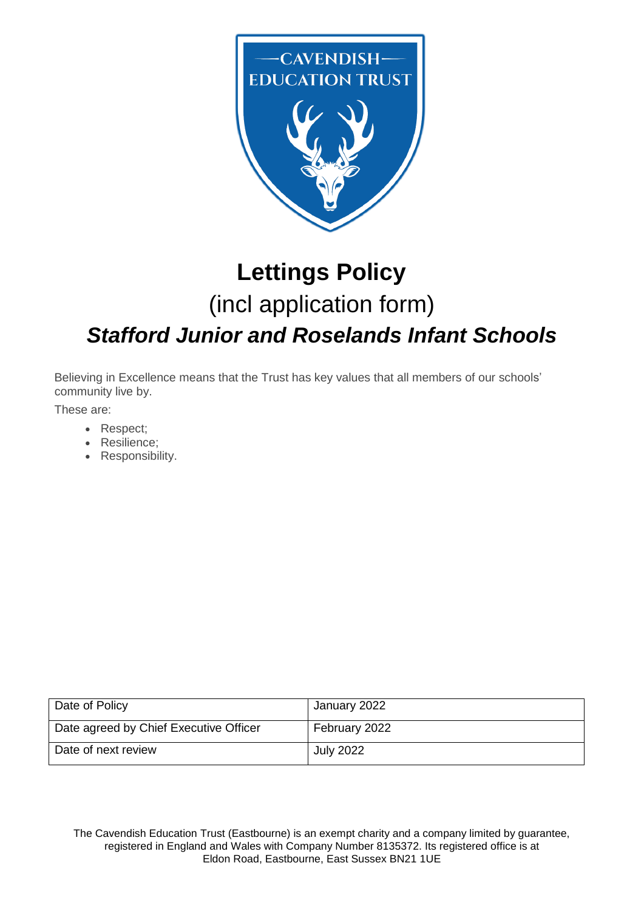# Lettings Policy

## (incl application form)

## *Stafford Junior and Roselands Infant Schools*

Believing in Excellence means that the Trust has key values that all members of our schools' community live by.

These are:

- Respect;
- Resilience;
- Responsibility.

| Date of Policy | January 2022 |
|---|---|
| Date agreed by Chief Executive Officer | February 2022 |
| Date of next review | July 2022 |

The Cavendish Education Trust (Eastbourne) is an exempt charity and a company limited by guarantee, registered in England and Wales with Company Number 8135372. Its registered office is at Eldon Road, Eastbourne, East Sussex BN21 1UE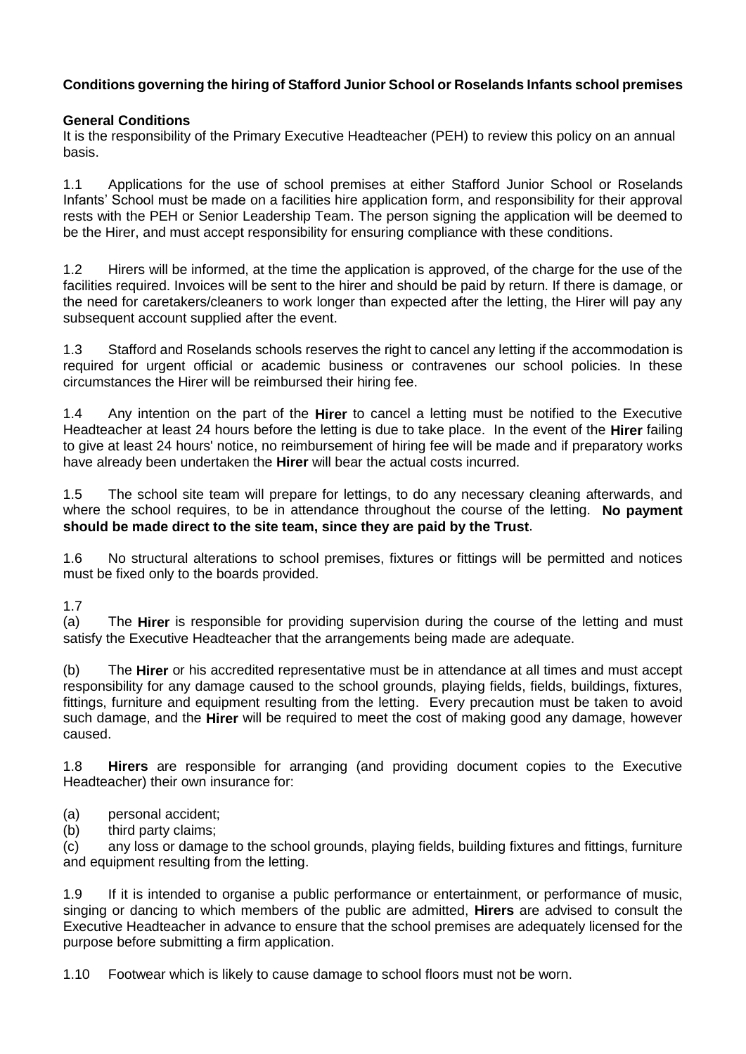**Conditions governing the hiring of Stafford Junior School or Roselands Infants school premises**

**General Conditions**

It is the responsibility of the Primary Executive Headteacher (PEH) to review this policy on an annual basis.

1.1 Applications for the use of school premises at either Stafford Junior School or Roselands Infants' School must be made on a facilities hire application form, and responsibility for their approval rests with the PEH or Senior Leadership Team. The person signing the application will be deemed to be the Hirer, and must accept responsibility for ensuring compliance with these conditions.

1.2 Hirers will be informed, at the time the application is approved, of the charge for the use of the facilities required. Invoices will be sent to the hirer and should be paid by return. If there is damage, or the need for caretakers/cleaners to work longer than expected after the letting, the Hirer will pay any subsequent account supplied after the event.

1.3 Stafford and Roselands schools reserves the right to cancel any letting if the accommodation is required for urgent official or academic business or contravenes our school policies. In these circumstances the Hirer will be reimbursed their hiring fee.

1.4 Any intention on the part of the **Hirer** to cancel a letting must be notified to the Executive Headteacher at least 24 hours before the letting is due to take place. In the event of the **Hirer** failing to give at least 24 hours' notice, no reimbursement of hiring fee will be made and if preparatory works have already been undertaken the **Hirer** will bear the actual costs incurred.

1.5 The school site team will prepare for lettings, to do any necessary cleaning afterwards, and where the school requires, to be in attendance throughout the course of the letting. **No payment should be made direct to the site team, since they are paid by the Trust**.

1.6 No structural alterations to school premises, fixtures or fittings will be permitted and notices must be fixed only to the boards provided.

1.7

(a) The **Hirer** is responsible for providing supervision during the course of the letting and must satisfy the Executive Headteacher that the arrangements being made are adequate.

(b) The **Hirer** or his accredited representative must be in attendance at all times and must accept responsibility for any damage caused to the school grounds, playing fields, fields, buildings, fixtures, fittings, furniture and equipment resulting from the letting. Every precaution must be taken to avoid such damage, and the **Hirer** will be required to meet the cost of making good any damage, however caused.

1.8 **Hirers** are responsible for arranging (and providing document copies to the Executive Headteacher) their own insurance for:

(a) personal accident;

(b) third party claims;

(c) any loss or damage to the school grounds, playing fields, building fixtures and fittings, furniture and equipment resulting from the letting.

1.9 If it is intended to organise a public performance or entertainment, or performance of music, singing or dancing to which members of the public are admitted, **Hirers** are advised to consult the Executive Headteacher in advance to ensure that the school premises are adequately licensed for the purpose before submitting a firm application.

1.10 Footwear which is likely to cause damage to school floors must not be worn.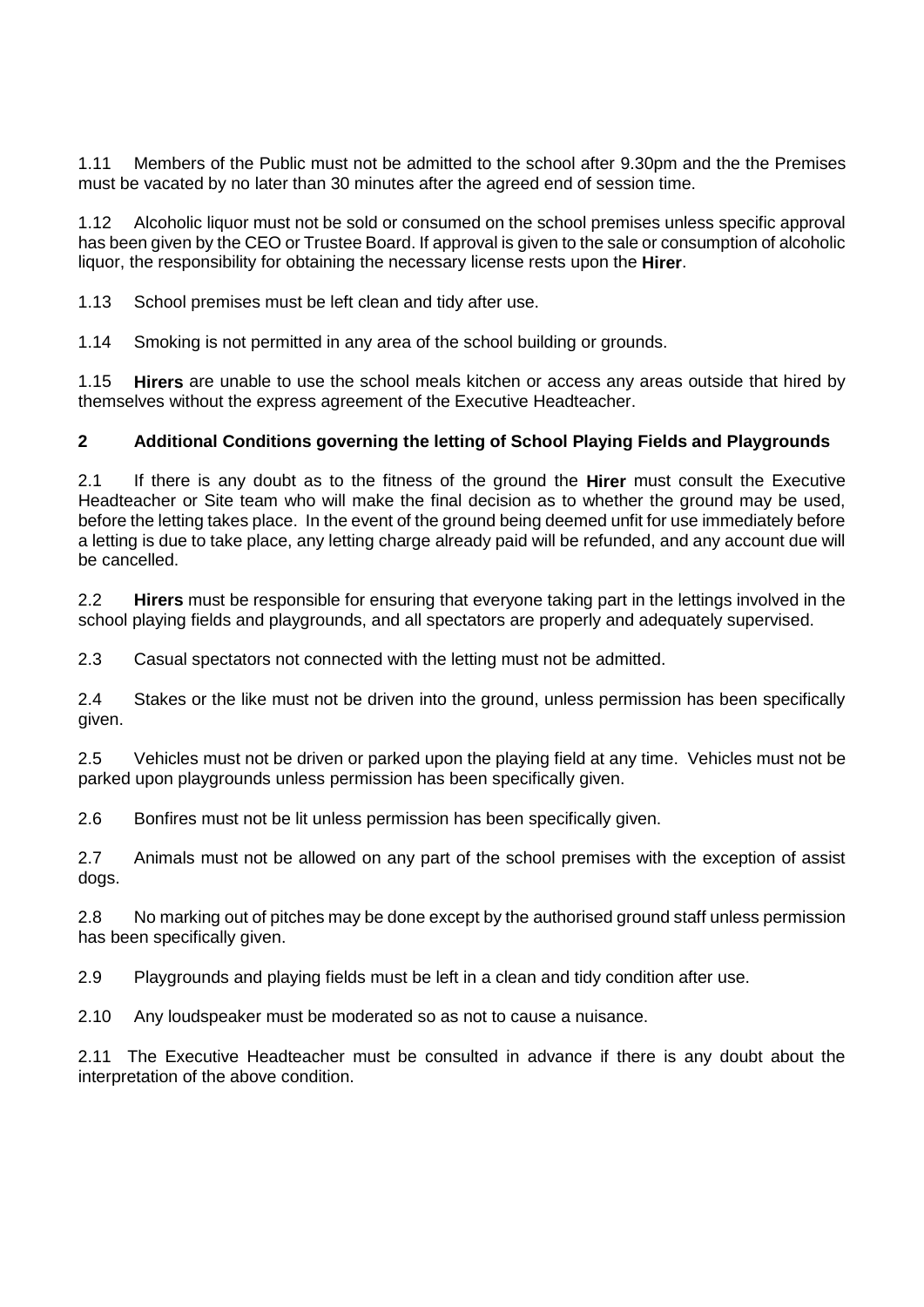1.11 Members of the Public must not be admitted to the school after 9.30pm and the the Premises must be vacated by no later than 30 minutes after the agreed end of session time.

1.12 Alcoholic liquor must not be sold or consumed on the school premises unless specific approval has been given by the CEO or Trustee Board. If approval is given to the sale or consumption of alcoholic liquor, the responsibility for obtaining the necessary license rests upon the **Hirer**.

1.13 School premises must be left clean and tidy after use.

1.14 Smoking is not permitted in any area of the school building or grounds.

1.15 **Hirers** are unable to use the school meals kitchen or access any areas outside that hired by themselves without the express agreement of the Executive Headteacher.

## 2 Additional Conditions governing the letting of School Playing Fields and Playgrounds

2.1 If there is any doubt as to the fitness of the ground the **Hirer** must consult the Executive Headteacher or Site team who will make the final decision as to whether the ground may be used, before the letting takes place. In the event of the ground being deemed unfit for use immediately before a letting is due to take place, any letting charge already paid will be refunded, and any account due will be cancelled.

2.2 **Hirers** must be responsible for ensuring that everyone taking part in the lettings involved in the school playing fields and playgrounds, and all spectators are properly and adequately supervised.

2.3 Casual spectators not connected with the letting must not be admitted.

2.4 Stakes or the like must not be driven into the ground, unless permission has been specifically given.

2.5 Vehicles must not be driven or parked upon the playing field at any time. Vehicles must not be parked upon playgrounds unless permission has been specifically given.

2.6 Bonfires must not be lit unless permission has been specifically given.

2.7 Animals must not be allowed on any part of the school premises with the exception of assist dogs.

2.8 No marking out of pitches may be done except by the authorised ground staff unless permission has been specifically given.

2.9 Playgrounds and playing fields must be left in a clean and tidy condition after use.

2.10 Any loudspeaker must be moderated so as not to cause a nuisance.

2.11 The Executive Headteacher must be consulted in advance if there is any doubt about the interpretation of the above condition.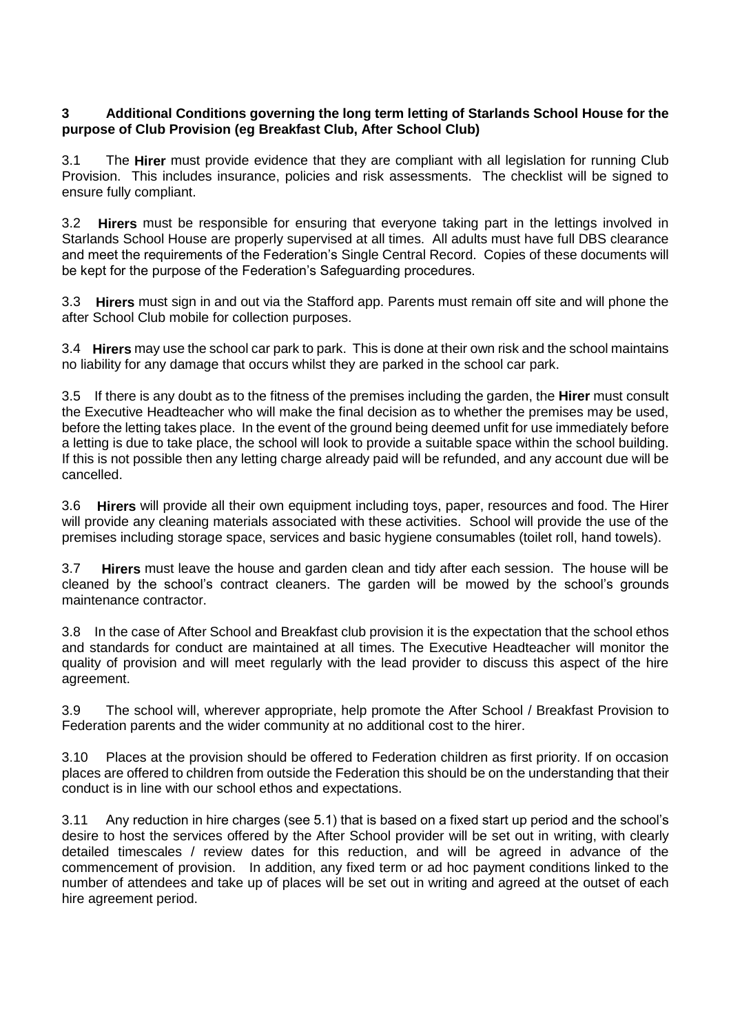## 3 Additional Conditions governing the long term letting of Starlands School House for the purpose of Club Provision (eg Breakfast Club, After School Club)

3.1 The **Hirer** must provide evidence that they are compliant with all legislation for running Club Provision. This includes insurance, policies and risk assessments. The checklist will be signed to ensure fully compliant.

3.2 **Hirers** must be responsible for ensuring that everyone taking part in the lettings involved in Starlands School House are properly supervised at all times. All adults must have full DBS clearance and meet the requirements of the Federation's Single Central Record. Copies of these documents will be kept for the purpose of the Federation's Safeguarding procedures.

3.3 **Hirers** must sign in and out via the Stafford app. Parents must remain off site and will phone the after School Club mobile for collection purposes.

3.4 **Hirers** may use the school car park to park. This is done at their own risk and the school maintains no liability for any damage that occurs whilst they are parked in the school car park.

3.5 If there is any doubt as to the fitness of the premises including the garden, the **Hirer** must consult the Executive Headteacher who will make the final decision as to whether the premises may be used, before the letting takes place. In the event of the ground being deemed unfit for use immediately before a letting is due to take place, the school will look to provide a suitable space within the school building. If this is not possible then any letting charge already paid will be refunded, and any account due will be cancelled.

3.6 **Hirers** will provide all their own equipment including toys, paper, resources and food. The Hirer will provide any cleaning materials associated with these activities. School will provide the use of the premises including storage space, services and basic hygiene consumables (toilet roll, hand towels).

3.7 **Hirers** must leave the house and garden clean and tidy after each session. The house will be cleaned by the school's contract cleaners. The garden will be mowed by the school's grounds maintenance contractor.

3.8 In the case of After School and Breakfast club provision it is the expectation that the school ethos and standards for conduct are maintained at all times. The Executive Headteacher will monitor the quality of provision and will meet regularly with the lead provider to discuss this aspect of the hire agreement.

3.9 The school will, wherever appropriate, help promote the After School / Breakfast Provision to Federation parents and the wider community at no additional cost to the hirer.

3.10 Places at the provision should be offered to Federation children as first priority. If on occasion places are offered to children from outside the Federation this should be on the understanding that their conduct is in line with our school ethos and expectations.

3.11 Any reduction in hire charges (see 5.1) that is based on a fixed start up period and the school's desire to host the services offered by the After School provider will be set out in writing, with clearly detailed timescales / review dates for this reduction, and will be agreed in advance of the commencement of provision. In addition, any fixed term or ad hoc payment conditions linked to the number of attendees and take up of places will be set out in writing and agreed at the outset of each hire agreement period.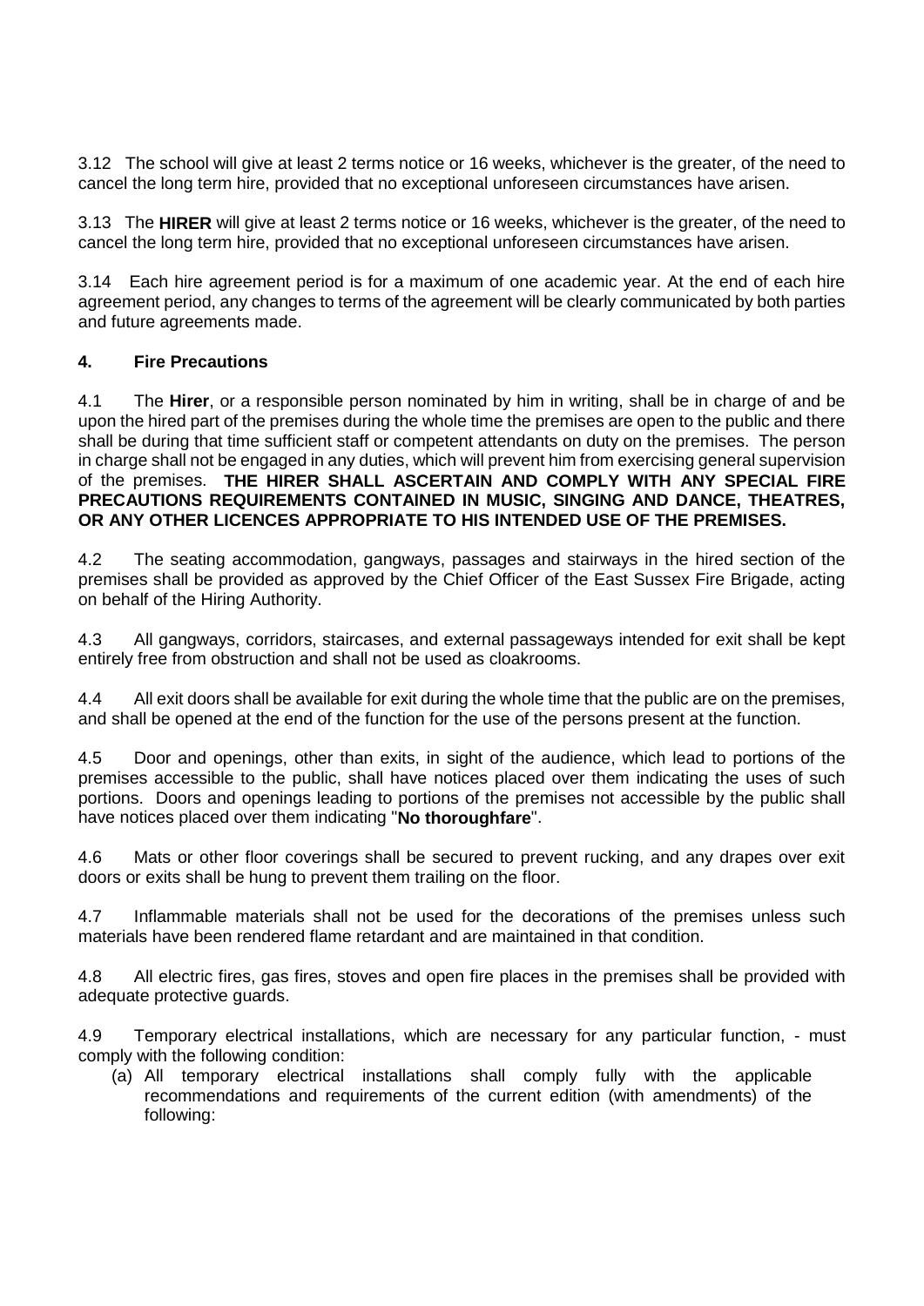3.12 The school will give at least 2 terms notice or 16 weeks, whichever is the greater, of the need to cancel the long term hire, provided that no exceptional unforeseen circumstances have arisen.

3.13 The **HIRER** will give at least 2 terms notice or 16 weeks, whichever is the greater, of the need to cancel the long term hire, provided that no exceptional unforeseen circumstances have arisen.

3.14 Each hire agreement period is for a maximum of one academic year. At the end of each hire agreement period, any changes to terms of the agreement will be clearly communicated by both parties and future agreements made.

### 4. Fire Precautions

4.1 The **Hirer**, or a responsible person nominated by him in writing, shall be in charge of and be upon the hired part of the premises during the whole time the premises are open to the public and there shall be during that time sufficient staff or competent attendants on duty on the premises. The person in charge shall not be engaged in any duties, which will prevent him from exercising general supervision of the premises. **THE HIRER SHALL ASCERTAIN AND COMPLY WITH ANY SPECIAL FIRE PRECAUTIONS REQUIREMENTS CONTAINED IN MUSIC, SINGING AND DANCE, THEATRES, OR ANY OTHER LICENCES APPROPRIATE TO HIS INTENDED USE OF THE PREMISES.**

4.2 The seating accommodation, gangways, passages and stairways in the hired section of the premises shall be provided as approved by the Chief Officer of the East Sussex Fire Brigade, acting on behalf of the Hiring Authority.

4.3 All gangways, corridors, staircases, and external passageways intended for exit shall be kept entirely free from obstruction and shall not be used as cloakrooms.

4.4 All exit doors shall be available for exit during the whole time that the public are on the premises, and shall be opened at the end of the function for the use of the persons present at the function.

4.5 Door and openings, other than exits, in sight of the audience, which lead to portions of the premises accessible to the public, shall have notices placed over them indicating the uses of such portions. Doors and openings leading to portions of the premises not accessible by the public shall have notices placed over them indicating "**No thoroughfare**".

4.6 Mats or other floor coverings shall be secured to prevent rucking, and any drapes over exit doors or exits shall be hung to prevent them trailing on the floor.

4.7 Inflammable materials shall not be used for the decorations of the premises unless such materials have been rendered flame retardant and are maintained in that condition.

4.8 All electric fires, gas fires, stoves and open fire places in the premises shall be provided with adequate protective guards.

4.9 Temporary electrical installations, which are necessary for any particular function, - must comply with the following condition:

(a) All temporary electrical installations shall comply fully with the applicable recommendations and requirements of the current edition (with amendments) of the following: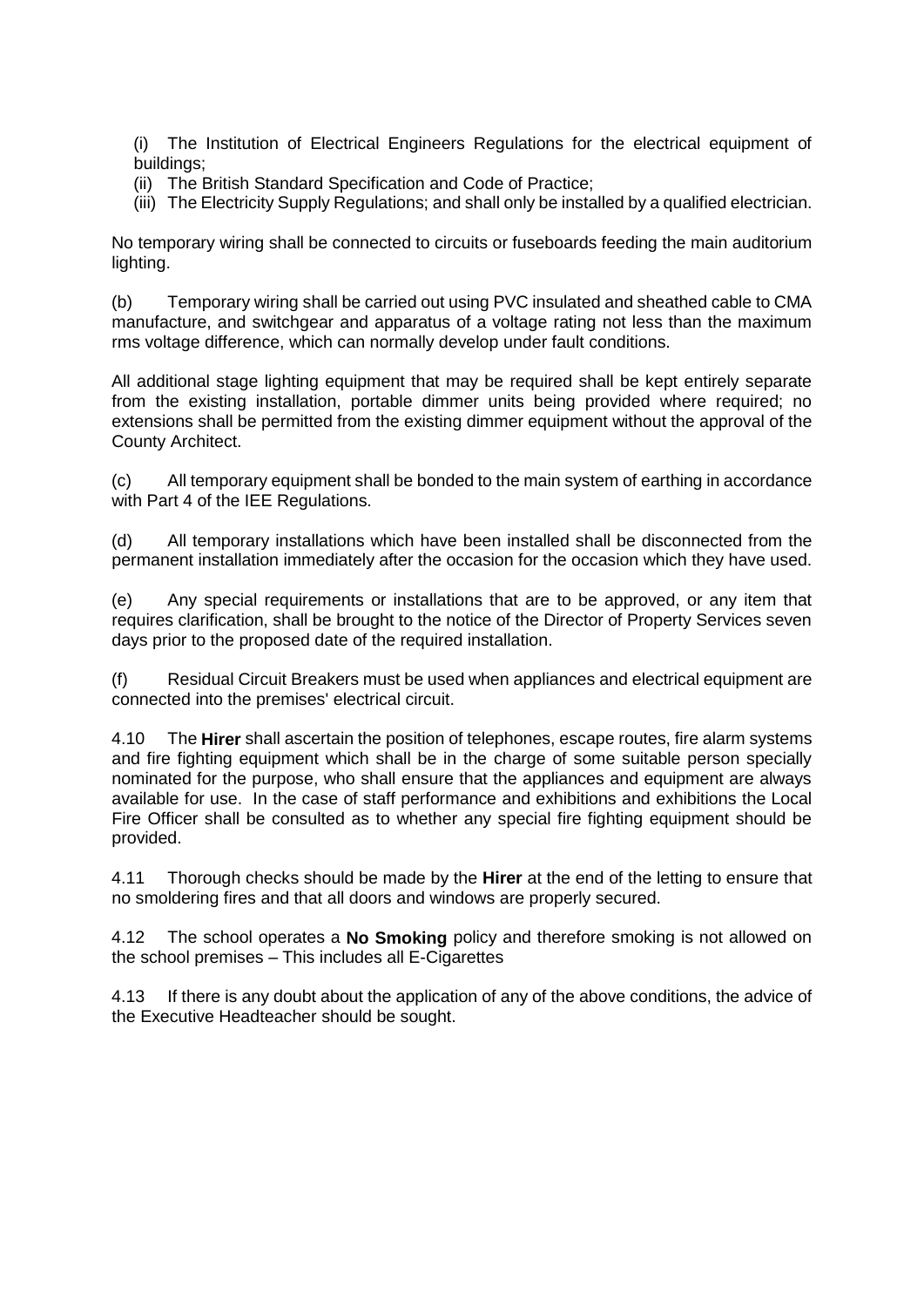(i) The Institution of Electrical Engineers Regulations for the electrical equipment of buildings;
(ii) The British Standard Specification and Code of Practice;
(iii) The Electricity Supply Regulations; and shall only be installed by a qualified electrician.

No temporary wiring shall be connected to circuits or fuseboards feeding the main auditorium lighting.

(b) Temporary wiring shall be carried out using PVC insulated and sheathed cable to CMA manufacture, and switchgear and apparatus of a voltage rating not less than the maximum rms voltage difference, which can normally develop under fault conditions.

All additional stage lighting equipment that may be required shall be kept entirely separate from the existing installation, portable dimmer units being provided where required; no extensions shall be permitted from the existing dimmer equipment without the approval of the County Architect.

(c) All temporary equipment shall be bonded to the main system of earthing in accordance with Part 4 of the IEE Regulations.

(d) All temporary installations which have been installed shall be disconnected from the permanent installation immediately after the occasion for the occasion which they have used.

(e) Any special requirements or installations that are to be approved, or any item that requires clarification, shall be brought to the notice of the Director of Property Services seven days prior to the proposed date of the required installation.

(f) Residual Circuit Breakers must be used when appliances and electrical equipment are connected into the premises' electrical circuit.

4.10 The **Hirer** shall ascertain the position of telephones, escape routes, fire alarm systems and fire fighting equipment which shall be in the charge of some suitable person specially nominated for the purpose, who shall ensure that the appliances and equipment are always available for use. In the case of staff performance and exhibitions and exhibitions the Local Fire Officer shall be consulted as to whether any special fire fighting equipment should be provided.

4.11 Thorough checks should be made by the **Hirer** at the end of the letting to ensure that no smoldering fires and that all doors and windows are properly secured.

4.12 The school operates a **No Smoking** policy and therefore smoking is not allowed on the school premises – This includes all E-Cigarettes

4.13 If there is any doubt about the application of any of the above conditions, the advice of the Executive Headteacher should be sought.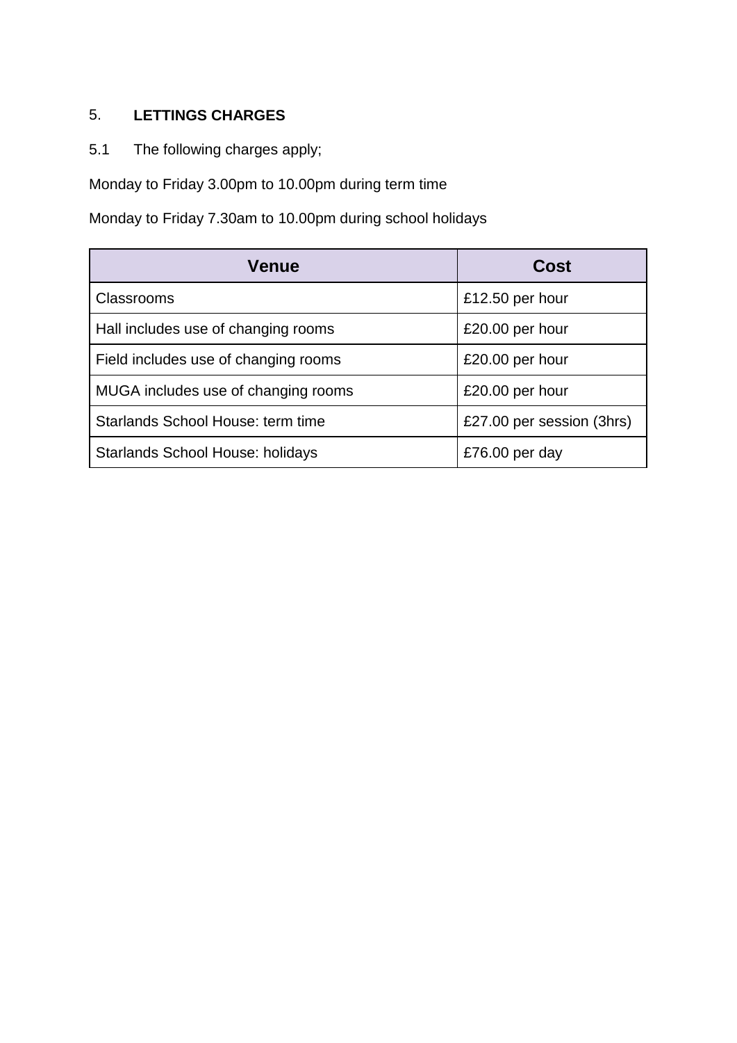## 5. LETTINGS CHARGES

5.1 The following charges apply;

Monday to Friday 3.00pm to 10.00pm during term time

Monday to Friday 7.30am to 10.00pm during school holidays

| Venue | Cost |
|---|---|
| Classrooms | £12.50 per hour |
| Hall includes use of changing rooms | £20.00 per hour |
| Field includes use of changing rooms | £20.00 per hour |
| MUGA includes use of changing rooms | £20.00 per hour |
| Starlands School House: term time | £27.00 per session (3hrs) |
| Starlands School House: holidays | £76.00 per day |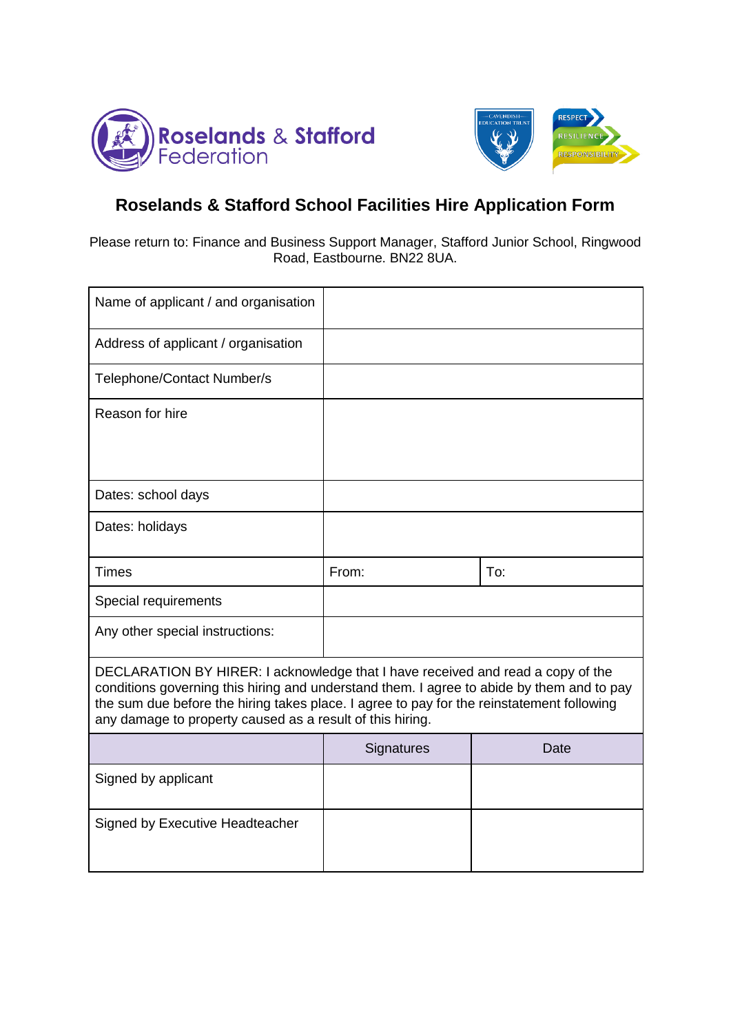# Roselands & Stafford School Facilities Hire Application Form

Please return to: Finance and Business Support Manager, Stafford Junior School, Ringwood Road, Eastbourne. BN22 8UA.

| Name of applicant / and organisation | | |
|---|---|---|
| Address of applicant / organisation | | |
| Telephone/Contact Number/s | | |
| Reason for hire | | |
| Dates: school days | | |
| Dates: holidays | | |
| Times | From: | To: |
| Special requirements | | |
| Any other special instructions: | | |

DECLARATION BY HIRER: I acknowledge that I have received and read a copy of the conditions governing this hiring and understand them. I agree to abide by them and to pay the sum due before the hiring takes place. I agree to pay for the reinstatement following any damage to property caused as a result of this hiring.

| | Signatures | Date |
|---|---|---|
| Signed by applicant | | |
| Signed by Executive Headteacher | | |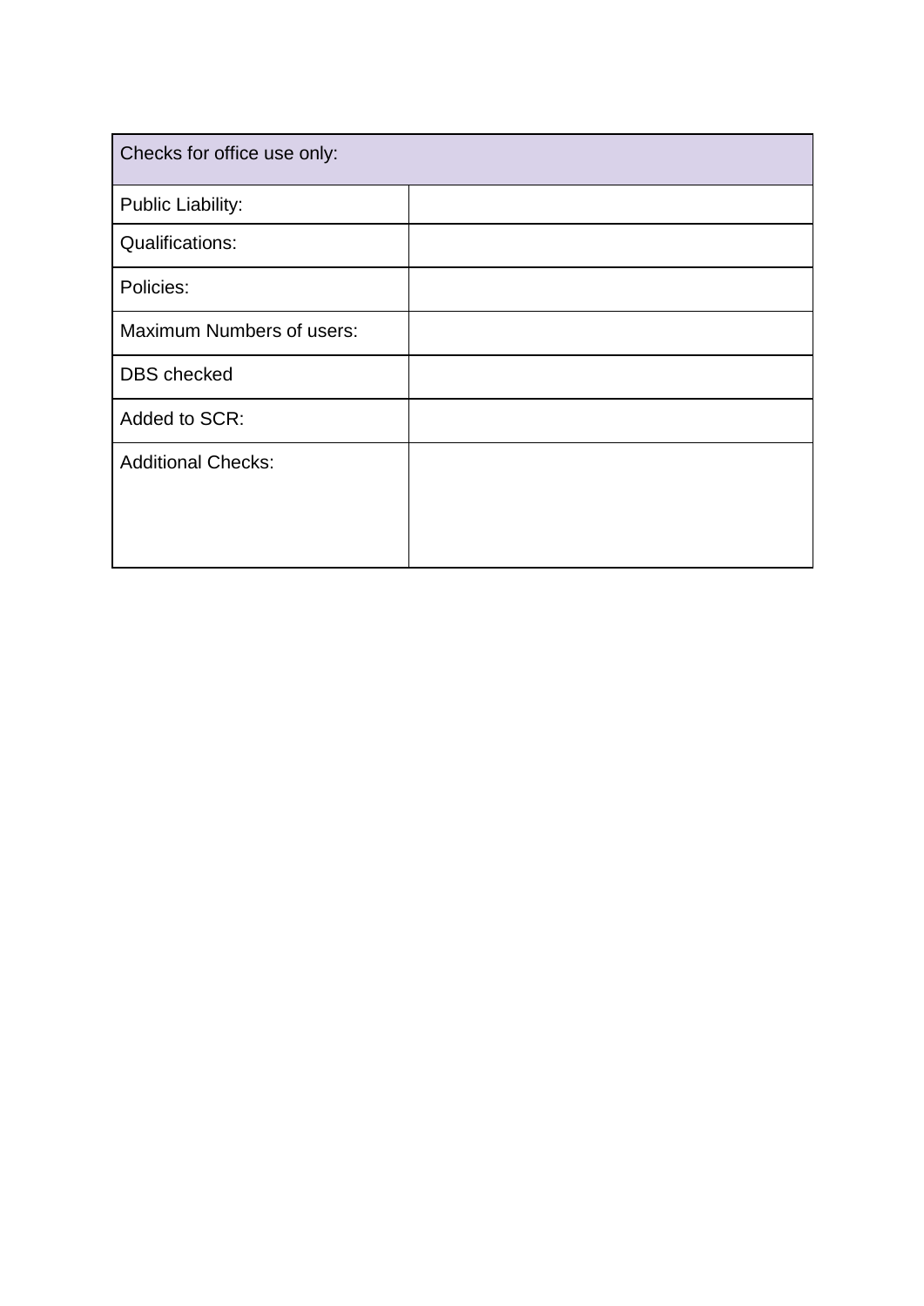| Checks for office use only: | |
|---|---|
| Public Liability: | |
| Qualifications: | |
| Policies: | |
| Maximum Numbers of users: | |
| DBS checked | |
| Added to SCR: | |
| Additional Checks: | |